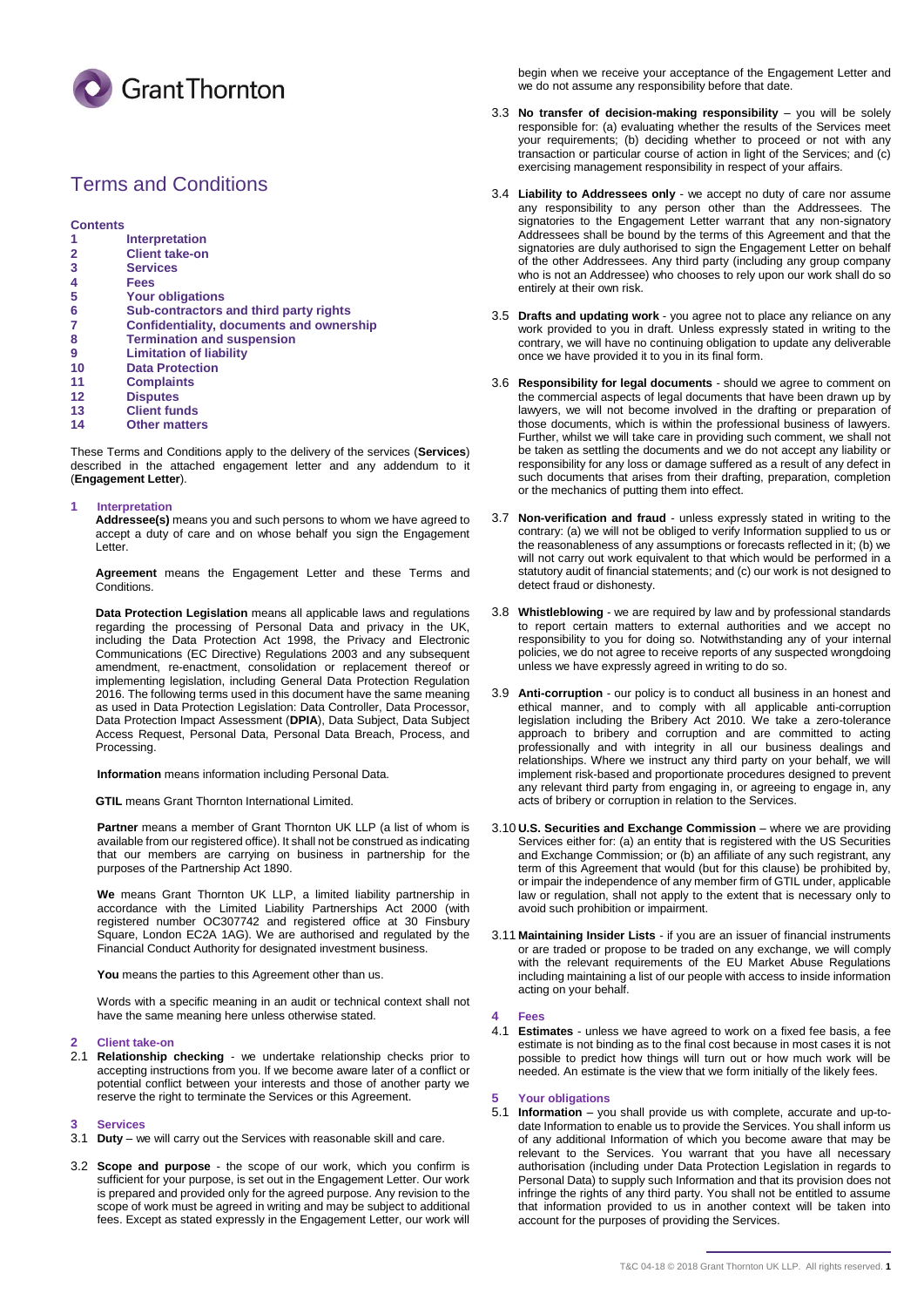Grant Thornton

# Terms and Conditions

**Contents**

| | |
|---|---|
| 1 | Interpretation |
| 2 | Client take-on |
| 3 | Services |
| 4 | Fees |
| 5 | Your obligations |
| 6 | Sub-contractors and third party rights |
| 7 | Confidentiality, documents and ownership |
| 8 | Termination and suspension |
| 9 | Limitation of liability |
| 10 | Data Protection |
| 11 | Complaints |
| 12 | Disputes |
| 13 | Client funds |
| 14 | Other matters |

These Terms and Conditions apply to the delivery of the services (**Services**) described in the attached engagement letter and any addendum to it (**Engagement Letter**).

## 1 Interpretation

**Addressee(s)** means you and such persons to whom we have agreed to accept a duty of care and on whose behalf you sign the Engagement Letter.

**Agreement** means the Engagement Letter and these Terms and Conditions.

**Data Protection Legislation** means all applicable laws and regulations regarding the processing of Personal Data and privacy in the UK, including the Data Protection Act 1998, the Privacy and Electronic Communications (EC Directive) Regulations 2003 and any subsequent amendment, re-enactment, consolidation or replacement thereof or implementing legislation, including General Data Protection Regulation 2016. The following terms used in this document have the same meaning as used in Data Protection Legislation: Data Controller, Data Processor, Data Protection Impact Assessment (**DPIA**), Data Subject, Data Subject Access Request, Personal Data, Personal Data Breach, Process, and Processing.

**Information** means information including Personal Data.

**GTIL** means Grant Thornton International Limited.

**Partner** means a member of Grant Thornton UK LLP (a list of whom is available from our registered office). It shall not be construed as indicating that our members are carrying on business in partnership for the purposes of the Partnership Act 1890.

**We** means Grant Thornton UK LLP, a limited liability partnership in accordance with the Limited Liability Partnerships Act 2000 (with registered number OC307742 and registered office at 30 Finsbury Square, London EC2A 1AG). We are authorised and regulated by the Financial Conduct Authority for designated investment business.

**You** means the parties to this Agreement other than us.

Words with a specific meaning in an audit or technical context shall not have the same meaning here unless otherwise stated.

## 2 Client take-on

2.1 **Relationship checking** - we undertake relationship checks prior to accepting instructions from you. If we become aware later of a conflict or potential conflict between your interests and those of another party we reserve the right to terminate the Services or this Agreement.

## 3 Services

3.1 **Duty** – we will carry out the Services with reasonable skill and care.

3.2 **Scope and purpose** - the scope of our work, which you confirm is sufficient for your purpose, is set out in the Engagement Letter. Our work is prepared and provided only for the agreed purpose. Any revision to the scope of work must be agreed in writing and may be subject to additional fees. Except as stated expressly in the Engagement Letter, our work will begin when we receive your acceptance of the Engagement Letter and we do not assume any responsibility before that date.

3.3 **No transfer of decision-making responsibility** – you will be solely responsible for: (a) evaluating whether the results of the Services meet your requirements; (b) deciding whether to proceed or not with any transaction or particular course of action in light of the Services; and (c) exercising management responsibility in respect of your affairs.

3.4 **Liability to Addressees only** - we accept no duty of care nor assume any responsibility to any person other than the Addressees. The signatories to the Engagement Letter warrant that any non-signatory Addressees shall be bound by the terms of this Agreement and that the signatories are duly authorised to sign the Engagement Letter on behalf of the other Addressees. Any third party (including any group company who is not an Addressee) who chooses to rely upon our work shall do so entirely at their own risk.

3.5 **Drafts and updating work** - you agree not to place any reliance on any work provided to you in draft. Unless expressly stated in writing to the contrary, we will have no continuing obligation to update any deliverable once we have provided it to you in its final form.

3.6 **Responsibility for legal documents** - should we agree to comment on the commercial aspects of legal documents that have been drawn up by lawyers, we will not become involved in the drafting or preparation of those documents, which is within the professional business of lawyers. Further, whilst we will take care in providing such comment, we shall not be taken as settling the documents and we do not accept any liability or responsibility for any loss or damage suffered as a result of any defect in such documents that arises from their drafting, preparation, completion or the mechanics of putting them into effect.

3.7 **Non-verification and fraud** - unless expressly stated in writing to the contrary: (a) we will not be obliged to verify Information supplied to us or the reasonableness of any assumptions or forecasts reflected in it; (b) we will not carry out work equivalent to that which would be performed in a statutory audit of financial statements; and (c) our work is not designed to detect fraud or dishonesty.

3.8 **Whistleblowing** - we are required by law and by professional standards to report certain matters to external authorities and we accept no responsibility to you for doing so. Notwithstanding any of your internal policies, we do not agree to receive reports of any suspected wrongdoing unless we have expressly agreed in writing to do so.

3.9 **Anti-corruption** - our policy is to conduct all business in an honest and ethical manner, and to comply with all applicable anti-corruption legislation including the Bribery Act 2010. We take a zero-tolerance approach to bribery and corruption and are committed to acting professionally and with integrity in all our business dealings and relationships. Where we instruct any third party on your behalf, we will implement risk-based and proportionate procedures designed to prevent any relevant third party from engaging in, or agreeing to engage in, any acts of bribery or corruption in relation to the Services.

3.10 **U.S. Securities and Exchange Commission** – where we are providing Services either for: (a) an entity that is registered with the US Securities and Exchange Commission; or (b) an affiliate of any such registrant, any term of this Agreement that would (but for this clause) be prohibited by, or impair the independence of any member firm of GTIL under, applicable law or regulation, shall not apply to the extent that is necessary only to avoid such prohibition or impairment.

3.11 **Maintaining Insider Lists** - if you are an issuer of financial instruments or are traded or propose to be traded on any exchange, we will comply with the relevant requirements of the EU Market Abuse Regulations including maintaining a list of our people with access to inside information acting on your behalf.

## 4 Fees

4.1 **Estimates** - unless we have agreed to work on a fixed fee basis, a fee estimate is not binding as to the final cost because in most cases it is not possible to predict how things will turn out or how much work will be needed. An estimate is the view that we form initially of the likely fees.

## 5 Your obligations

5.1 **Information** – you shall provide us with complete, accurate and up-to-date Information to enable us to provide the Services. You shall inform us of any additional Information of which you become aware that may be relevant to the Services. You warrant that you have all necessary authorisation (including under Data Protection Legislation in regards to Personal Data) to supply such Information and that its provision does not infringe the rights of any third party. You shall not be entitled to assume that information provided to us in another context will be taken into account for the purposes of providing the Services.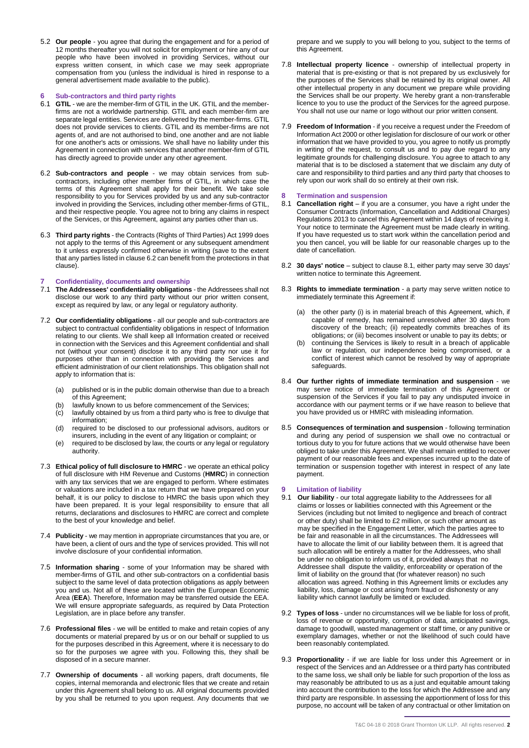5.2 **Our people** - you agree that during the engagement and for a period of 12 months thereafter you will not solicit for employment or hire any of our people who have been involved in providing Services, without our express written consent, in which case we may seek appropriate compensation from you (unless the individual is hired in response to a general advertisement made available to the public).

## 6 Sub-contractors and third party rights

6.1 **GTIL** - we are the member-firm of GTIL in the UK. GTIL and the member-firms are not a worldwide partnership. GTIL and each member-firm are separate legal entities. Services are delivered by the member-firms. GTIL does not provide services to clients. GTIL and its member-firms are not agents of, and are not authorised to bind, one another and are not liable for one another's acts or omissions. We shall have no liability under this Agreement in connection with services that another member-firm of GTIL has directly agreed to provide under any other agreement.

6.2 **Sub-contractors and people** - we may obtain services from sub-contractors, including other member firms of GTIL, in which case the terms of this Agreement shall apply for their benefit. We take sole responsibility to you for Services provided by us and any sub-contractor involved in providing the Services, including other member-firms of GTIL, and their respective people. You agree not to bring any claims in respect of the Services, or this Agreement, against any parties other than us.

6.3 **Third party rights** - the Contracts (Rights of Third Parties) Act 1999 does not apply to the terms of this Agreement or any subsequent amendment to it unless expressly confirmed otherwise in writing (save to the extent that any parties listed in clause 6.2 can benefit from the protections in that clause).

## 7 Confidentiality, documents and ownership

7.1 **The Addressees' confidentiality obligations** - the Addressees shall not disclose our work to any third party without our prior written consent, except as required by law, or any legal or regulatory authority.

7.2 **Our confidentiality obligations** - all our people and sub-contractors are subject to contractual confidentiality obligations in respect of Information relating to our clients. We shall keep all Information created or received in connection with the Services and this Agreement confidential and shall not (without your consent) disclose it to any third party nor use it for purposes other than in connection with providing the Services and efficient administration of our client relationships. This obligation shall not apply to information that is:

(a) published or is in the public domain otherwise than due to a breach of this Agreement;
(b) lawfully known to us before commencement of the Services;
(c) lawfully obtained by us from a third party who is free to divulge that information;
(d) required to be disclosed to our professional advisors, auditors or insurers, including in the event of any litigation or complaint; or
(e) required to be disclosed by law, the courts or any legal or regulatory authority.

7.3 **Ethical policy of full disclosure to HMRC** - we operate an ethical policy of full disclosure with HM Revenue and Customs (**HMRC**) in connection with any tax services that we are engaged to perform. Where estimates or valuations are included in a tax return that we have prepared on your behalf, it is our policy to disclose to HMRC the basis upon which they have been prepared. It is your legal responsibility to ensure that all returns, declarations and disclosures to HMRC are correct and complete to the best of your knowledge and belief.

7.4 **Publicity** - we may mention in appropriate circumstances that you are, or have been, a client of ours and the type of services provided. This will not involve disclosure of your confidential information.

7.5 **Information sharing** - some of your Information may be shared with member-firms of GTIL and other sub-contractors on a confidential basis subject to the same level of data protection obligations as apply between you and us. Not all of these are located within the European Economic Area (**EEA**). Therefore, Information may be transferred outside the EEA. We will ensure appropriate safeguards, as required by Data Protection Legislation, are in place before any transfer.

7.6 **Professional files** - we will be entitled to make and retain copies of any documents or material prepared by us or on our behalf or supplied to us for the purposes described in this Agreement, where it is necessary to do so for the purposes we agree with you. Following this, they shall be disposed of in a secure manner.

7.7 **Ownership of documents** - all working papers, draft documents, file copies, internal memoranda and electronic files that we create and retain under this Agreement shall belong to us. All original documents provided by you shall be returned to you upon request. Any documents that we prepare and we supply to you will belong to you, subject to the terms of this Agreement.

7.8 **Intellectual property licence** - ownership of intellectual property in material that is pre-existing or that is not prepared by us exclusively for the purposes of the Services shall be retained by its original owner. All other intellectual property in any document we prepare while providing the Services shall be our property. We hereby grant a non-transferable licence to you to use the product of the Services for the agreed purpose. You shall not use our name or logo without our prior written consent.

7.9 **Freedom of Information** - if you receive a request under the Freedom of Information Act 2000 or other legislation for disclosure of our work or other information that we have provided to you, you agree to notify us promptly in writing of the request, to consult us and to pay due regard to any legitimate grounds for challenging disclosure. You agree to attach to any material that is to be disclosed a statement that we disclaim any duty of care and responsibility to third parties and any third party that chooses to rely upon our work shall do so entirely at their own risk.

## 8 Termination and suspension

8.1 **Cancellation right** – if you are a consumer, you have a right under the Consumer Contracts (Information, Cancellation and Additional Charges) Regulations 2013 to cancel this Agreement within 14 days of receiving it. Your notice to terminate the Agreement must be made clearly in writing. If you have requested us to start work within the cancellation period and you then cancel, you will be liable for our reasonable charges up to the date of cancellation.

8.2 **30 days' notice** – subject to clause 8.1, either party may serve 30 days' written notice to terminate this Agreement.

8.3 **Rights to immediate termination** - a party may serve written notice to immediately terminate this Agreement if:

(a) the other party (i) is in material breach of this Agreement, which, if capable of remedy, has remained unresolved after 30 days from discovery of the breach; (ii) repeatedly commits breaches of its obligations; or (iii) becomes insolvent or unable to pay its debts; or
(b) continuing the Services is likely to result in a breach of applicable law or regulation, our independence being compromised, or a conflict of interest which cannot be resolved by way of appropriate safeguards.

8.4 **Our further rights of immediate termination and suspension** - we may serve notice of immediate termination of this Agreement or suspension of the Services if you fail to pay any undisputed invoice in accordance with our payment terms or if we have reason to believe that you have provided us or HMRC with misleading information.

8.5 **Consequences of termination and suspension** - following termination and during any period of suspension we shall owe no contractual or tortious duty to you for future actions that we would otherwise have been obliged to take under this Agreement. We shall remain entitled to recover payment of our reasonable fees and expenses incurred up to the date of termination or suspension together with interest in respect of any late payment.

## 9 Limitation of liability

9.1 **Our liability** - our total aggregate liability to the Addressees for all claims or losses or liabilities connected with this Agreement or the Services (including but not limited to negligence and breach of contract or other duty) shall be limited to £2 million, or such other amount as may be specified in the Engagement Letter, which the parties agree to be fair and reasonable in all the circumstances. The Addressees will have to allocate the limit of our liability between them. It is agreed that such allocation will be entirely a matter for the Addressees, who shall be under no obligation to inform us of it, provided always that no Addressee shall dispute the validity, enforceability or operation of the limit of liability on the ground that (for whatever reason) no such allocation was agreed. Nothing in this Agreement limits or excludes any liability, loss, damage or cost arising from fraud or dishonesty or any liability which cannot lawfully be limited or excluded.

9.2 **Types of loss** - under no circumstances will we be liable for loss of profit, loss of revenue or opportunity, corruption of data, anticipated savings, damage to goodwill, wasted management or staff time, or any punitive or exemplary damages, whether or not the likelihood of such could have been reasonably contemplated.

9.3 **Proportionality** - if we are liable for loss under this Agreement or in respect of the Services and an Addressee or a third party has contributed to the same loss, we shall only be liable for such proportion of the loss as may reasonably be attributed to us as a just and equitable amount taking into account the contribution to the loss for which the Addressee and any third party are responsible. In assessing the apportionment of loss for this purpose, no account will be taken of any contractual or other limitation on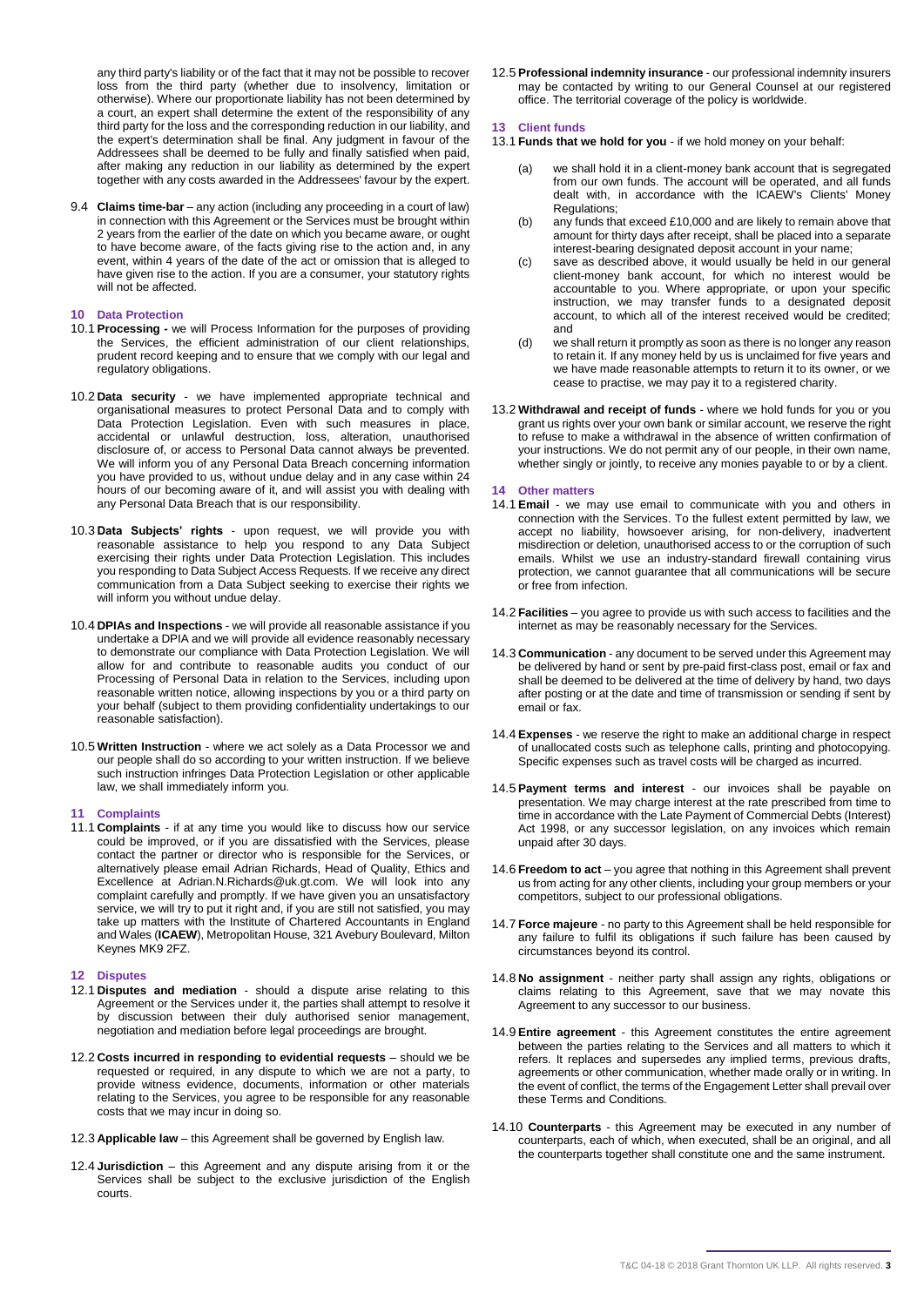any third party's liability or of the fact that it may not be possible to recover loss from the third party (whether due to insolvency, limitation or otherwise). Where our proportionate liability has not been determined by a court, an expert shall determine the extent of the responsibility of any third party for the loss and the corresponding reduction in our liability, and the expert's determination shall be final. Any judgment in favour of the Addressees shall be deemed to be fully and finally satisfied when paid, after making any reduction in our liability as determined by the expert together with any costs awarded in the Addressees' favour by the expert.

9.4 **Claims time-bar** – any action (including any proceeding in a court of law) in connection with this Agreement or the Services must be brought within 2 years from the earlier of the date on which you became aware, or ought to have become aware, of the facts giving rise to the action and, in any event, within 4 years of the date of the act or omission that is alleged to have given rise to the action. If you are a consumer, your statutory rights will not be affected.

## 10 Data Protection

10.1 **Processing -** we will Process Information for the purposes of providing the Services, the efficient administration of our client relationships, prudent record keeping and to ensure that we comply with our legal and regulatory obligations.

10.2 **Data security** - we have implemented appropriate technical and organisational measures to protect Personal Data and to comply with Data Protection Legislation. Even with such measures in place, accidental or unlawful destruction, loss, alteration, unauthorised disclosure of, or access to Personal Data cannot always be prevented. We will inform you of any Personal Data Breach concerning information you have provided to us, without undue delay and in any case within 24 hours of our becoming aware of it, and will assist you with dealing with any Personal Data Breach that is our responsibility.

10.3 **Data Subjects' rights** - upon request, we will provide you with reasonable assistance to help you respond to any Data Subject exercising their rights under Data Protection Legislation. This includes you responding to Data Subject Access Requests. If we receive any direct communication from a Data Subject seeking to exercise their rights we will inform you without undue delay.

10.4 **DPIAs and Inspections** - we will provide all reasonable assistance if you undertake a DPIA and we will provide all evidence reasonably necessary to demonstrate our compliance with Data Protection Legislation. We will allow for and contribute to reasonable audits you conduct of our Processing of Personal Data in relation to the Services, including upon reasonable written notice, allowing inspections by you or a third party on your behalf (subject to them providing confidentiality undertakings to our reasonable satisfaction).

10.5 **Written Instruction** - where we act solely as a Data Processor we and our people shall do so according to your written instruction. If we believe such instruction infringes Data Protection Legislation or other applicable law, we shall immediately inform you.

## 11 Complaints

11.1 **Complaints** - if at any time you would like to discuss how our service could be improved, or if you are dissatisfied with the Services, please contact the partner or director who is responsible for the Services, or alternatively please email Adrian Richards, Head of Quality, Ethics and Excellence at Adrian.N.Richards@uk.gt.com. We will look into any complaint carefully and promptly. If we have given you an unsatisfactory service, we will try to put it right and, if you are still not satisfied, you may take up matters with the Institute of Chartered Accountants in England and Wales (**ICAEW**), Metropolitan House, 321 Avebury Boulevard, Milton Keynes MK9 2FZ.

## 12 Disputes

12.1 **Disputes and mediation** - should a dispute arise relating to this Agreement or the Services under it, the parties shall attempt to resolve it by discussion between their duly authorised senior management, negotiation and mediation before legal proceedings are brought.

12.2 **Costs incurred in responding to evidential requests** – should we be requested or required, in any dispute to which we are not a party, to provide witness evidence, documents, information or other materials relating to the Services, you agree to be responsible for any reasonable costs that we may incur in doing so.

12.3 **Applicable law** – this Agreement shall be governed by English law.

12.4 **Jurisdiction** – this Agreement and any dispute arising from it or the Services shall be subject to the exclusive jurisdiction of the English courts.

12.5 **Professional indemnity insurance** - our professional indemnity insurers may be contacted by writing to our General Counsel at our registered office. The territorial coverage of the policy is worldwide.

## 13 Client funds

13.1 **Funds that we hold for you** - if we hold money on your behalf:

(a) we shall hold it in a client-money bank account that is segregated from our own funds. The account will be operated, and all funds dealt with, in accordance with the ICAEW's Clients' Money Regulations;

(b) any funds that exceed £10,000 and are likely to remain above that amount for thirty days after receipt, shall be placed into a separate interest-bearing designated deposit account in your name;

(c) save as described above, it would usually be held in our general client-money bank account, for which no interest would be accountable to you. Where appropriate, or upon your specific instruction, we may transfer funds to a designated deposit account, to which all of the interest received would be credited; and

(d) we shall return it promptly as soon as there is no longer any reason to retain it. If any money held by us is unclaimed for five years and we have made reasonable attempts to return it to its owner, or we cease to practise, we may pay it to a registered charity.

13.2 **Withdrawal and receipt of funds** - where we hold funds for you or you grant us rights over your own bank or similar account, we reserve the right to refuse to make a withdrawal in the absence of written confirmation of your instructions. We do not permit any of our people, in their own name, whether singly or jointly, to receive any monies payable to or by a client.

## 14 Other matters

14.1 **Email** - we may use email to communicate with you and others in connection with the Services. To the fullest extent permitted by law, we accept no liability, howsoever arising, for non-delivery, inadvertent misdirection or deletion, unauthorised access to or the corruption of such emails. Whilst we use an industry-standard firewall containing virus protection, we cannot guarantee that all communications will be secure or free from infection.

14.2 **Facilities** – you agree to provide us with such access to facilities and the internet as may be reasonably necessary for the Services.

14.3 **Communication** - any document to be served under this Agreement may be delivered by hand or sent by pre-paid first-class post, email or fax and shall be deemed to be delivered at the time of delivery by hand, two days after posting or at the date and time of transmission or sending if sent by email or fax.

14.4 **Expenses** - we reserve the right to make an additional charge in respect of unallocated costs such as telephone calls, printing and photocopying. Specific expenses such as travel costs will be charged as incurred.

14.5 **Payment terms and interest** - our invoices shall be payable on presentation. We may charge interest at the rate prescribed from time to time in accordance with the Late Payment of Commercial Debts (Interest) Act 1998, or any successor legislation, on any invoices which remain unpaid after 30 days.

14.6 **Freedom to act** – you agree that nothing in this Agreement shall prevent us from acting for any other clients, including your group members or your competitors, subject to our professional obligations.

14.7 **Force majeure** - no party to this Agreement shall be held responsible for any failure to fulfil its obligations if such failure has been caused by circumstances beyond its control.

14.8 **No assignment** - neither party shall assign any rights, obligations or claims relating to this Agreement, save that we may novate this Agreement to any successor to our business.

14.9 **Entire agreement** - this Agreement constitutes the entire agreement between the parties relating to the Services and all matters to which it refers. It replaces and supersedes any implied terms, previous drafts, agreements or other communication, whether made orally or in writing. In the event of conflict, the terms of the Engagement Letter shall prevail over these Terms and Conditions.

14.10 **Counterparts** - this Agreement may be executed in any number of counterparts, each of which, when executed, shall be an original, and all the counterparts together shall constitute one and the same instrument.